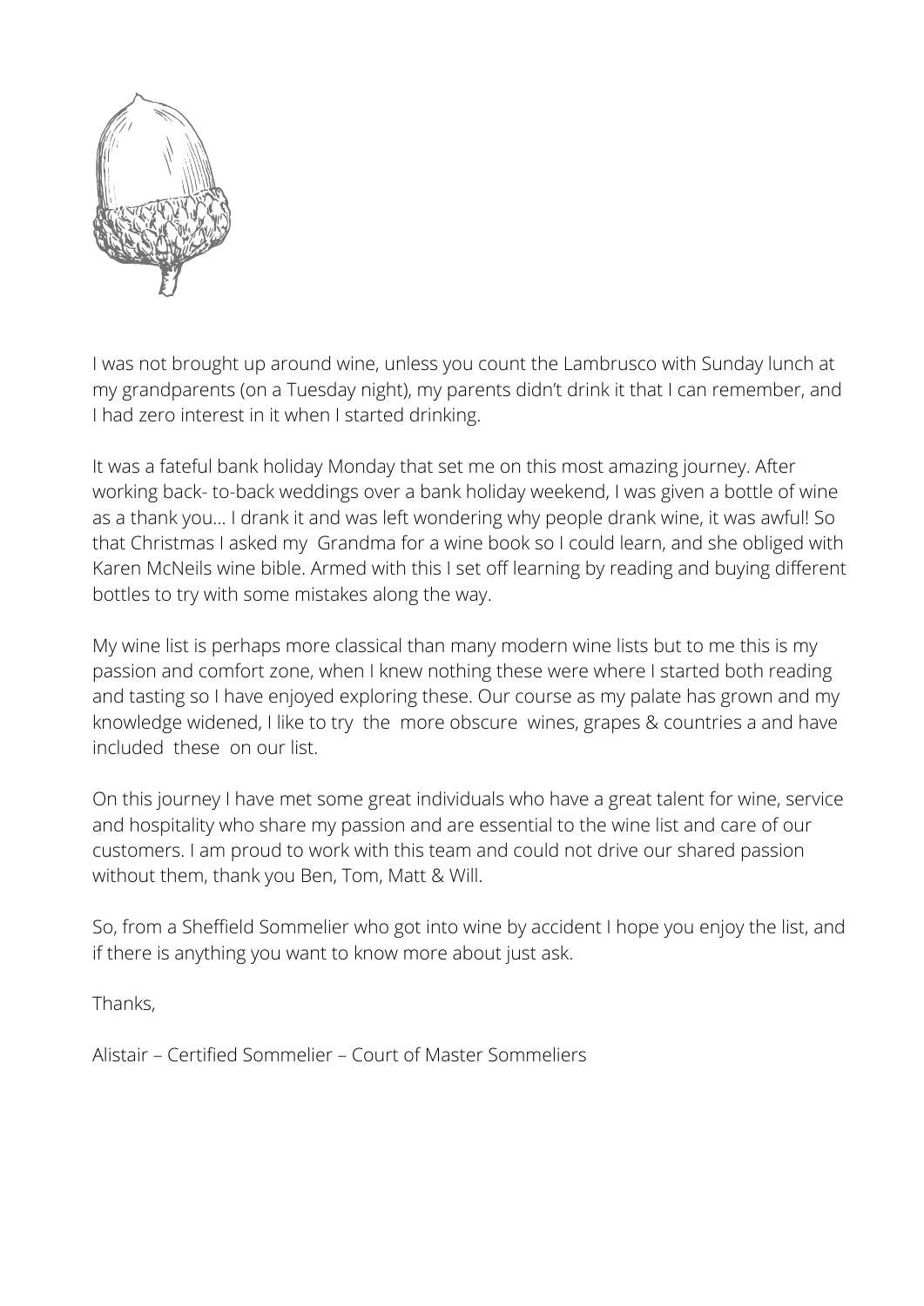I was not brought up around wine, unless you count the Lambrusco with Sunday lunch at my grandparents (on a Tuesday night), my parents didn't drink it that I can remember, and I had zero interest in it when I started drinking.

It was a fateful bank holiday Monday that set me on this most amazing journey. After working back- to-back weddings over a bank holiday weekend, I was given a bottle of wine as a thank you… I drank it and was left wondering why people drank wine, it was awful! So that Christmas I asked my  Grandma for a wine book so I could learn, and she obliged with Karen McNeils wine bible. Armed with this I set off learning by reading and buying different bottles to try with some mistakes along the way.

My wine list is perhaps more classical than many modern wine lists but to me this is my passion and comfort zone, when I knew nothing these were where I started both reading and tasting so I have enjoyed exploring these. Our course as my palate has grown and my knowledge widened, I like to try  the  more obscure  wines, grapes & countries a and have included  these  on our list.

On this journey I have met some great individuals who have a great talent for wine, service and hospitality who share my passion and are essential to the wine list and care of our customers. I am proud to work with this team and could not drive our shared passion without them, thank you Ben, Tom, Matt & Will.

So, from a Sheffield Sommelier who got into wine by accident I hope you enjoy the list, and if there is anything you want to know more about just ask.

Thanks,

Alistair – Certified Sommelier – Court of Master Sommeliers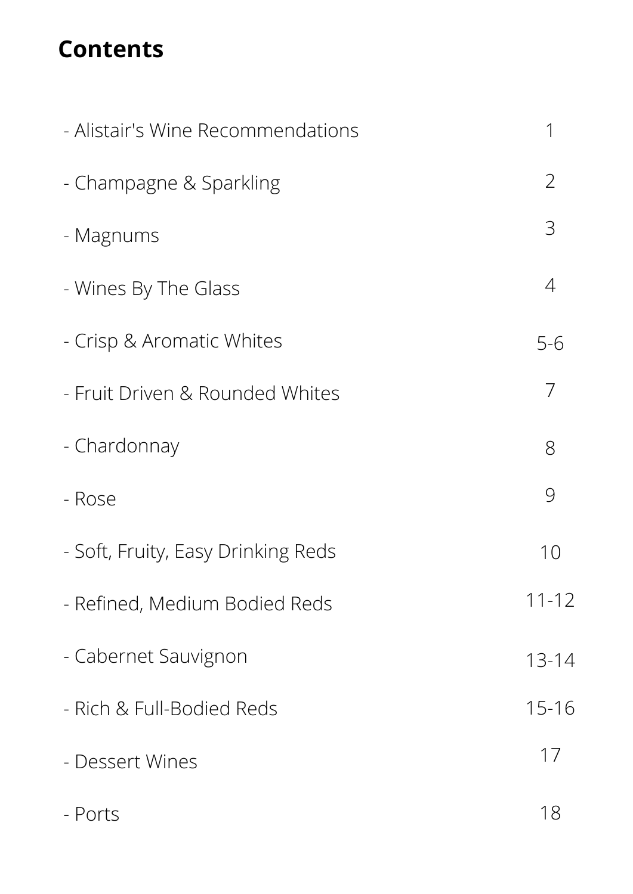## Contents

| | |
|---|---|
| - Alistair's Wine Recommendations | 1 |
| - Champagne & Sparkling | 2 |
| - Magnums | 3 |
| - Wines By The Glass | 4 |
| - Crisp & Aromatic Whites | 5-6 |
| - Fruit Driven & Rounded Whites | 7 |
| - Chardonnay | 8 |
| - Rose | 9 |
| - Soft, Fruity, Easy Drinking Reds | 10 |
| - Refined, Medium Bodied Reds | 11-12 |
| - Cabernet Sauvignon | 13-14 |
| - Rich & Full-Bodied Reds | 15-16 |
| - Dessert Wines | 17 |
| - Ports | 18 |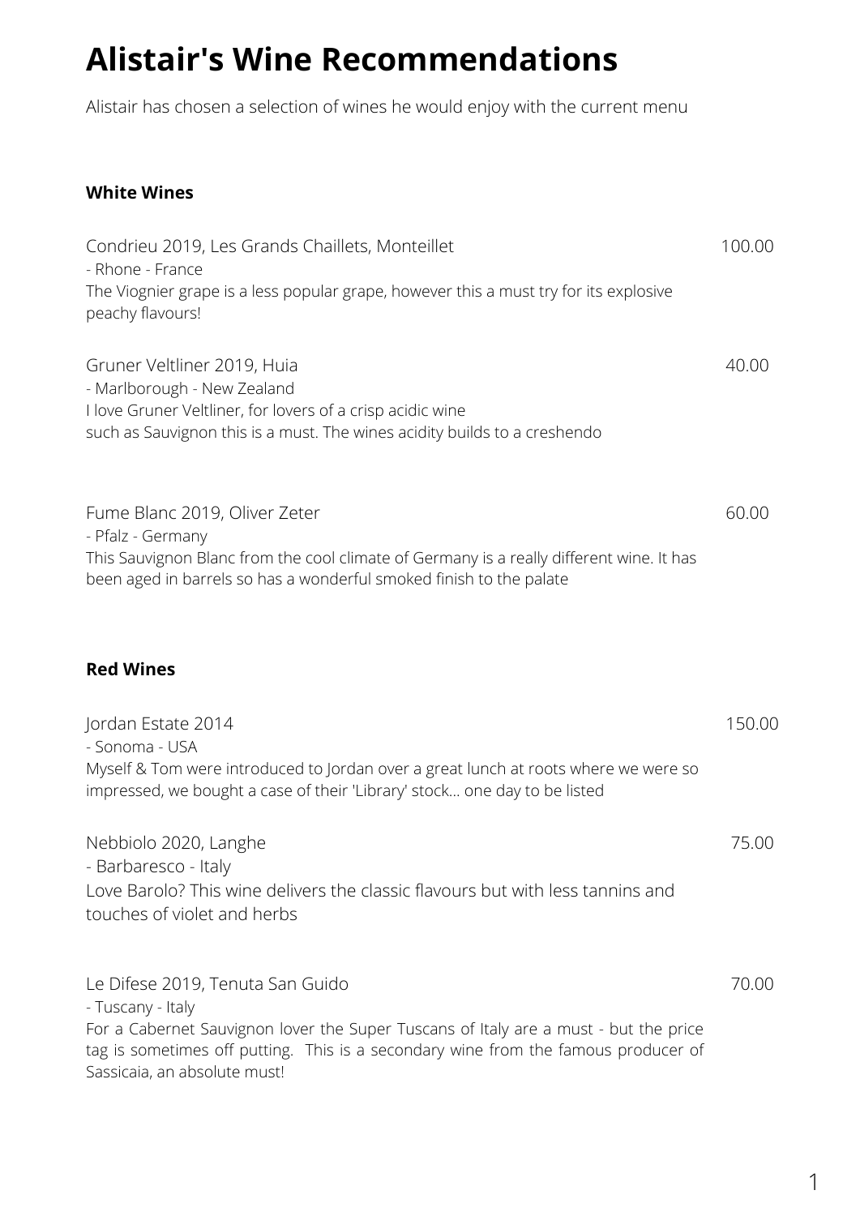# Alistair's Wine Recommendations

Alistair has chosen a selection of wines he would enjoy with the current menu

### White Wines

Condrieu 2019, Les Grands Chaillets, Monteillet — 100.00
- Rhone - France

The Viognier grape is a less popular grape, however this a must try for its explosive peachy flavours!

Gruner Veltliner 2019, Huia — 40.00
- Marlborough - New Zealand

I love Gruner Veltliner, for lovers of a crisp acidic wine such as Sauvignon this is a must. The wines acidity builds to a creshendo

Fume Blanc 2019, Oliver Zeter — 60.00
- Pfalz - Germany

This Sauvignon Blanc from the cool climate of Germany is a really different wine. It has been aged in barrels so has a wonderful smoked finish to the palate

### Red Wines

Jordan Estate 2014 — 150.00
- Sonoma - USA

Myself & Tom were introduced to Jordan over a great lunch at roots where we were so impressed, we bought a case of their 'Library' stock... one day to be listed

Nebbiolo 2020, Langhe — 75.00
- Barbaresco - Italy

Love Barolo? This wine delivers the classic flavours but with less tannins and touches of violet and herbs

Le Difese 2019, Tenuta San Guido — 70.00
- Tuscany - Italy

For a Cabernet Sauvignon lover the Super Tuscans of Italy are a must - but the price tag is sometimes off putting. This is a secondary wine from the famous producer of Sassicaia, an absolute must!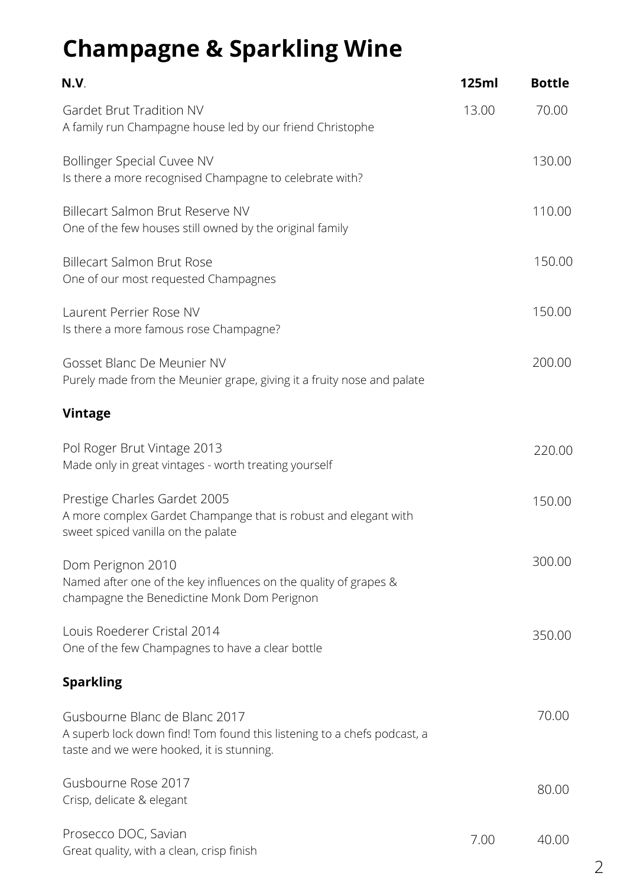# Champagne & Sparkling Wine

| **N.V.** | **125ml** | **Bottle** |
|---|---|---|
| Gardet Brut Tradition NV<br>A family run Champagne house led by our friend Christophe | 13.00 | 70.00 |
| Bollinger Special Cuvee NV<br>Is there a more recognised Champagne to celebrate with? | | 130.00 |
| Billecart Salmon Brut Reserve NV<br>One of the few houses still owned by the original family | | 110.00 |
| Billecart Salmon Brut Rose<br>One of our most requested Champagnes | | 150.00 |
| Laurent Perrier Rose NV<br>Is there a more famous rose Champagne? | | 150.00 |
| Gosset Blanc De Meunier NV<br>Purely made from the Meunier grape, giving it a fruity nose and palate | | 200.00 |
| **Vintage** | | |
| Pol Roger Brut Vintage 2013<br>Made only in great vintages - worth treating yourself | | 220.00 |
| Prestige Charles Gardet 2005<br>A more complex Gardet Champange that is robust and elegant with sweet spiced vanilla on the palate | | 150.00 |
| Dom Perignon 2010<br>Named after one of the key influences on the quality of grapes & champagne the Benedictine Monk Dom Perignon | | 300.00 |
| Louis Roederer Cristal 2014<br>One of the few Champagnes to have a clear bottle | | 350.00 |
| **Sparkling** | | |
| Gusbourne Blanc de Blanc 2017<br>A superb lock down find! Tom found this listening to a chefs podcast, a taste and we were hooked, it is stunning. | | 70.00 |
| Gusbourne Rose 2017<br>Crisp, delicate & elegant | | 80.00 |
| Prosecco DOC, Savian<br>Great quality, with a clean, crisp finish | 7.00 | 40.00 |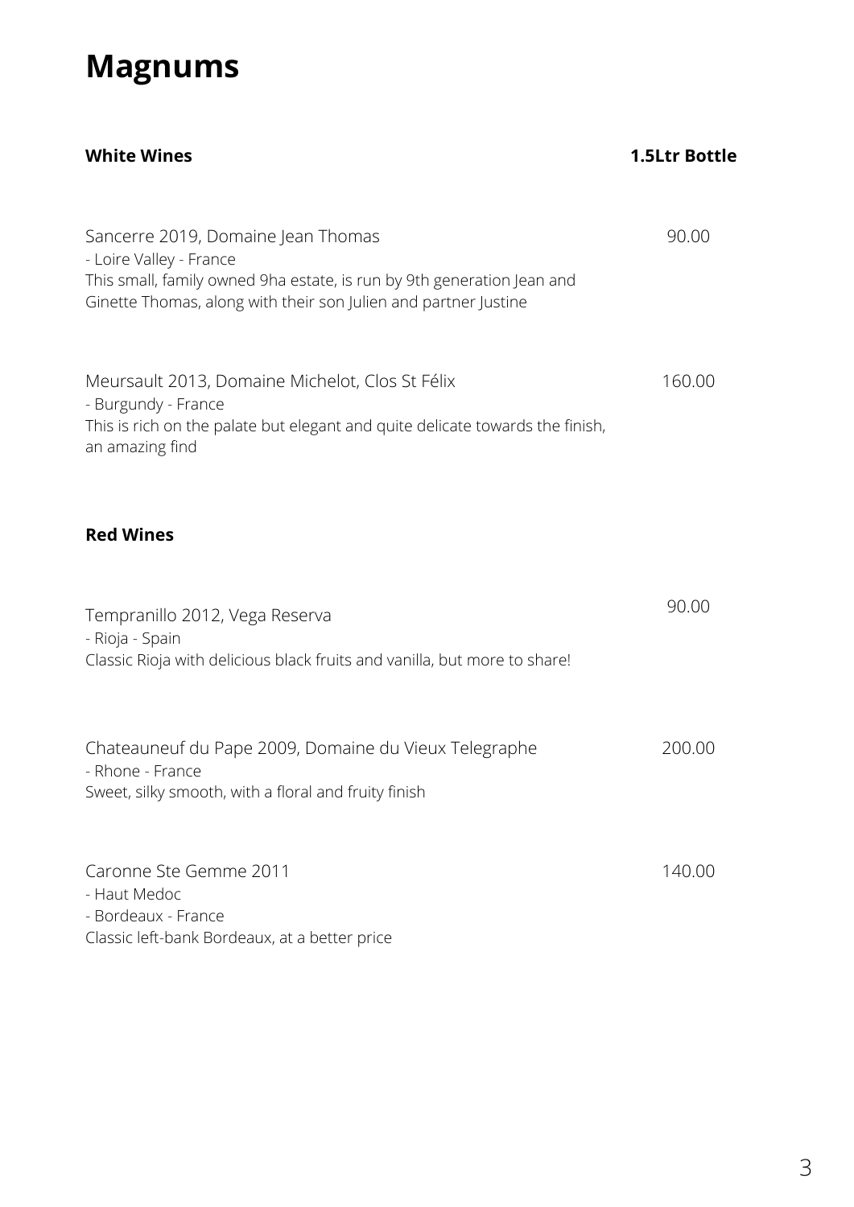# Magnums

**White Wines** — **1.5Ltr Bottle**

Sancerre 2019, Domaine Jean Thomas — 90.00
- Loire Valley - France

This small, family owned 9ha estate, is run by 9th generation Jean and Ginette Thomas, along with their son Julien and partner Justine

Meursault 2013, Domaine Michelot, Clos St Félix — 160.00
- Burgundy - France

This is rich on the palate but elegant and quite delicate towards the finish, an amazing find

**Red Wines**

Tempranillo 2012, Vega Reserva — 90.00
- Rioja - Spain

Classic Rioja with delicious black fruits and vanilla, but more to share!

Chateauneuf du Pape 2009, Domaine du Vieux Telegraphe — 200.00
- Rhone - France

Sweet, silky smooth, with a floral and fruity finish

Caronne Ste Gemme 2011 — 140.00
- Haut Medoc
- Bordeaux - France

Classic left-bank Bordeaux, at a better price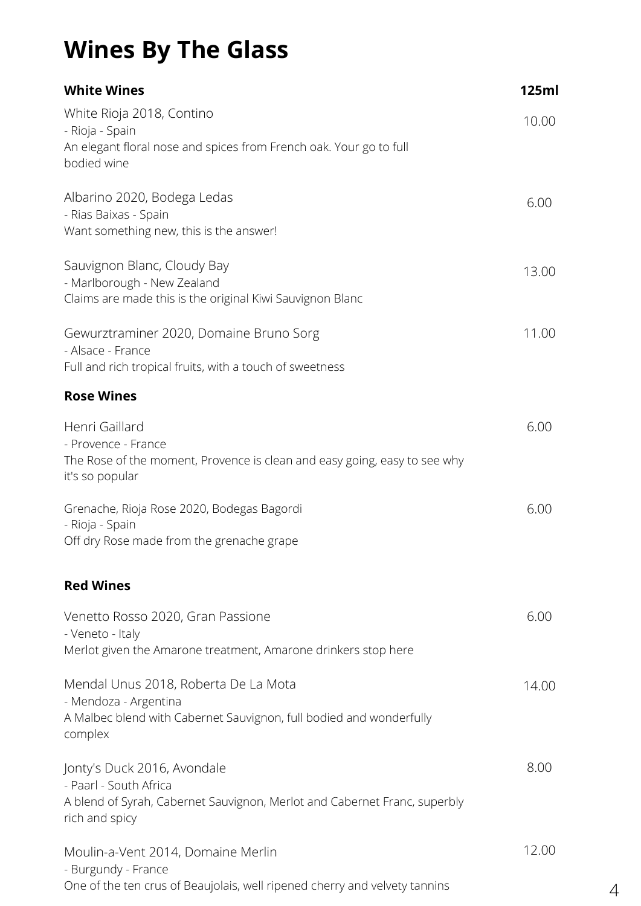# Wines By The Glass

**White Wines** — **125ml**

White Rioja 2018, Contino — 10.00
- Rioja - Spain

An elegant floral nose and spices from French oak. Your go to full bodied wine

Albarino 2020, Bodega Ledas — 6.00
- Rias Baixas - Spain

Want something new, this is the answer!

Sauvignon Blanc, Cloudy Bay — 13.00
- Marlborough - New Zealand

Claims are made this is the original Kiwi Sauvignon Blanc

Gewurztraminer 2020, Domaine Bruno Sorg — 11.00
- Alsace - France

Full and rich tropical fruits, with a touch of sweetness

**Rose Wines**

Henri Gaillard — 6.00
- Provence - France

The Rose of the moment, Provence is clean and easy going, easy to see why it's so popular

Grenache, Rioja Rose 2020, Bodegas Bagordi — 6.00
- Rioja - Spain

Off dry Rose made from the grenache grape

**Red Wines**

Venetto Rosso 2020, Gran Passione — 6.00
- Veneto - Italy

Merlot given the Amarone treatment, Amarone drinkers stop here

Mendal Unus 2018, Roberta De La Mota — 14.00
- Mendoza - Argentina

A Malbec blend with Cabernet Sauvignon, full bodied and wonderfully complex

Jonty's Duck 2016, Avondale — 8.00
- Paarl - South Africa

A blend of Syrah, Cabernet Sauvignon, Merlot and Cabernet Franc, superbly rich and spicy

Moulin-a-Vent 2014, Domaine Merlin — 12.00
- Burgundy - France

One of the ten crus of Beaujolais, well ripened cherry and velvety tannins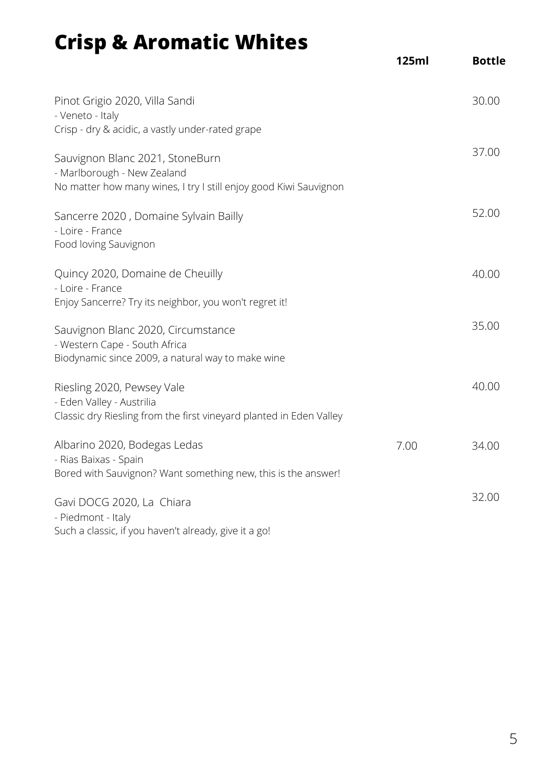# Crisp & Aromatic Whites

| | 125ml | Bottle |
|---|---|---|
| Pinot Grigio 2020, Villa Sandi<br>- Veneto - Italy<br>Crisp - dry & acidic, a vastly under-rated grape | | 30.00 |
| Sauvignon Blanc 2021, StoneBurn<br>- Marlborough - New Zealand<br>No matter how many wines, I try I still enjoy good Kiwi Sauvignon | | 37.00 |
| Sancerre 2020 , Domaine Sylvain Bailly<br>- Loire - France<br>Food loving Sauvignon | | 52.00 |
| Quincy 2020, Domaine de Cheuilly<br>- Loire - France<br>Enjoy Sancerre? Try its neighbor, you won't regret it! | | 40.00 |
| Sauvignon Blanc 2020, Circumstance<br>- Western Cape - South Africa<br>Biodynamic since 2009, a natural way to make wine | | 35.00 |
| Riesling 2020, Pewsey Vale<br>- Eden Valley - Austrilia<br>Classic dry Riesling from the first vineyard planted in Eden Valley | | 40.00 |
| Albarino 2020, Bodegas Ledas<br>- Rias Baixas - Spain<br>Bored with Sauvignon? Want something new, this is the answer! | 7.00 | 34.00 |
| Gavi DOCG 2020, La Chiara<br>- Piedmont - Italy<br>Such a classic, if you haven't already, give it a go! | | 32.00 |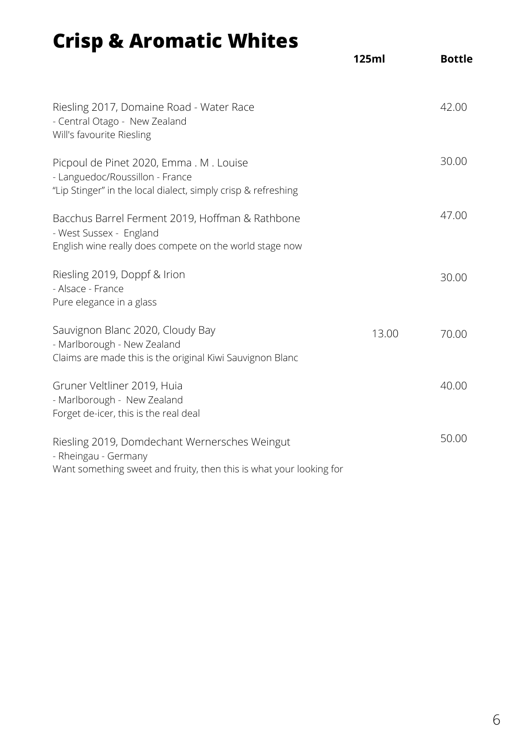# Crisp & Aromatic Whites

| | 125ml | Bottle |
|---|---|---|
| Riesling 2017, Domaine Road - Water Race<br>- Central Otago - New Zealand<br>Will's favourite Riesling | | 42.00 |
| Picpoul de Pinet 2020, Emma . M . Louise<br>- Languedoc/Roussillon - France<br>"Lip Stinger" in the local dialect, simply crisp & refreshing | | 30.00 |
| Bacchus Barrel Ferment 2019, Hoffman & Rathbone<br>- West Sussex - England<br>English wine really does compete on the world stage now | | 47.00 |
| Riesling 2019, Doppf & Irion<br>- Alsace - France<br>Pure elegance in a glass | | 30.00 |
| Sauvignon Blanc 2020, Cloudy Bay<br>- Marlborough - New Zealand<br>Claims are made this is the original Kiwi Sauvignon Blanc | 13.00 | 70.00 |
| Gruner Veltliner 2019, Huia<br>- Marlborough - New Zealand<br>Forget de-icer, this is the real deal | | 40.00 |
| Riesling 2019, Domdechant Wernersches Weingut<br>- Rheingau - Germany<br>Want something sweet and fruity, then this is what your looking for | | 50.00 |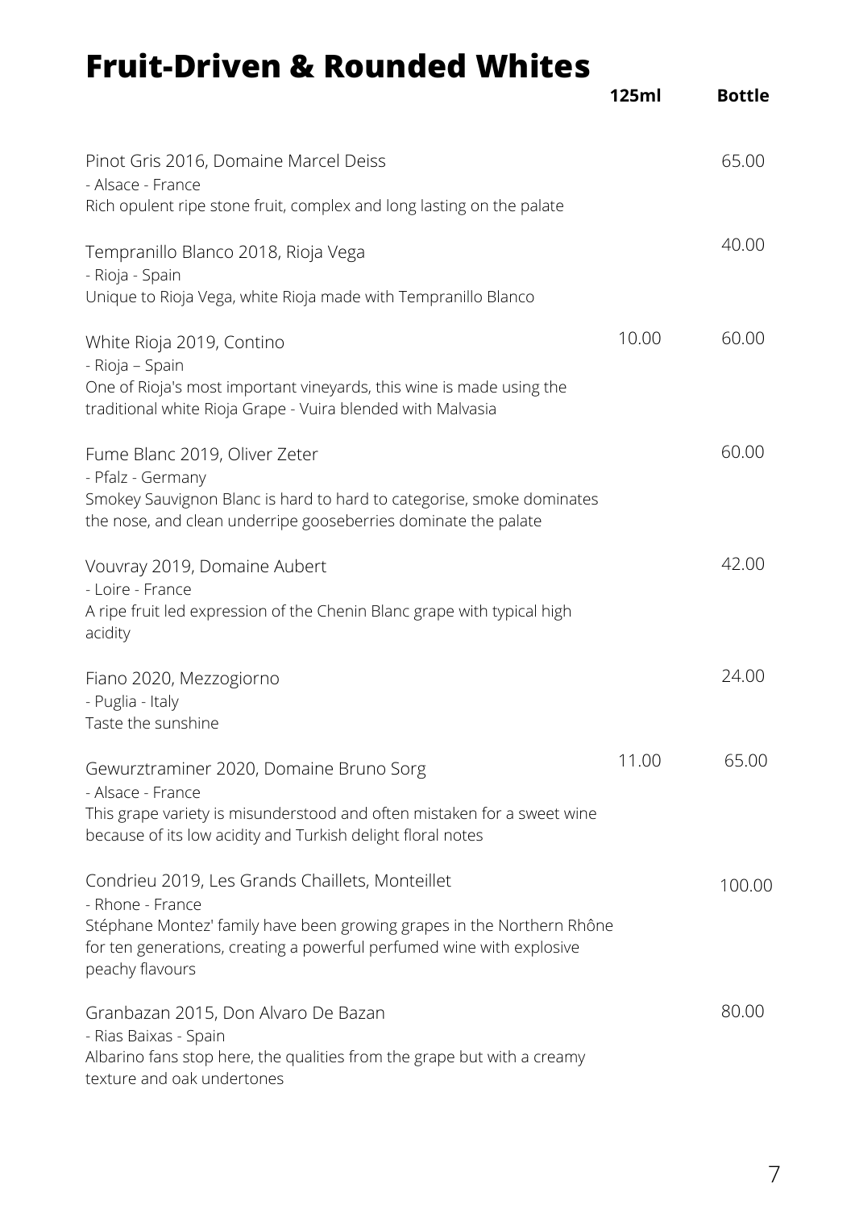# Fruit-Driven & Rounded Whites

| Wine | 125ml | Bottle |
|---|---|---|
| Pinot Gris 2016, Domaine Marcel Deiss<br>- Alsace - France<br>Rich opulent ripe stone fruit, complex and long lasting on the palate | | 65.00 |
| Tempranillo Blanco 2018, Rioja Vega<br>- Rioja - Spain<br>Unique to Rioja Vega, white Rioja made with Tempranillo Blanco | | 40.00 |
| White Rioja 2019, Contino<br>- Rioja – Spain<br>One of Rioja's most important vineyards, this wine is made using the traditional white Rioja Grape - Vuira blended with Malvasia | 10.00 | 60.00 |
| Fume Blanc 2019, Oliver Zeter<br>- Pfalz - Germany<br>Smokey Sauvignon Blanc is hard to hard to categorise, smoke dominates the nose, and clean underripe gooseberries dominate the palate | | 60.00 |
| Vouvray 2019, Domaine Aubert<br>- Loire - France<br>A ripe fruit led expression of the Chenin Blanc grape with typical high acidity | | 42.00 |
| Fiano 2020, Mezzogiorno<br>- Puglia - Italy<br>Taste the sunshine | | 24.00 |
| Gewurztraminer 2020, Domaine Bruno Sorg<br>- Alsace - France<br>This grape variety is misunderstood and often mistaken for a sweet wine because of its low acidity and Turkish delight floral notes | 11.00 | 65.00 |
| Condrieu 2019, Les Grands Chaillets, Monteillet<br>- Rhone - France<br>Stéphane Montez' family have been growing grapes in the Northern Rhône for ten generations, creating a powerful perfumed wine with explosive peachy flavours | | 100.00 |
| Granbazan 2015, Don Alvaro De Bazan<br>- Rias Baixas - Spain<br>Albarino fans stop here, the qualities from the grape but with a creamy texture and oak undertones | | 80.00 |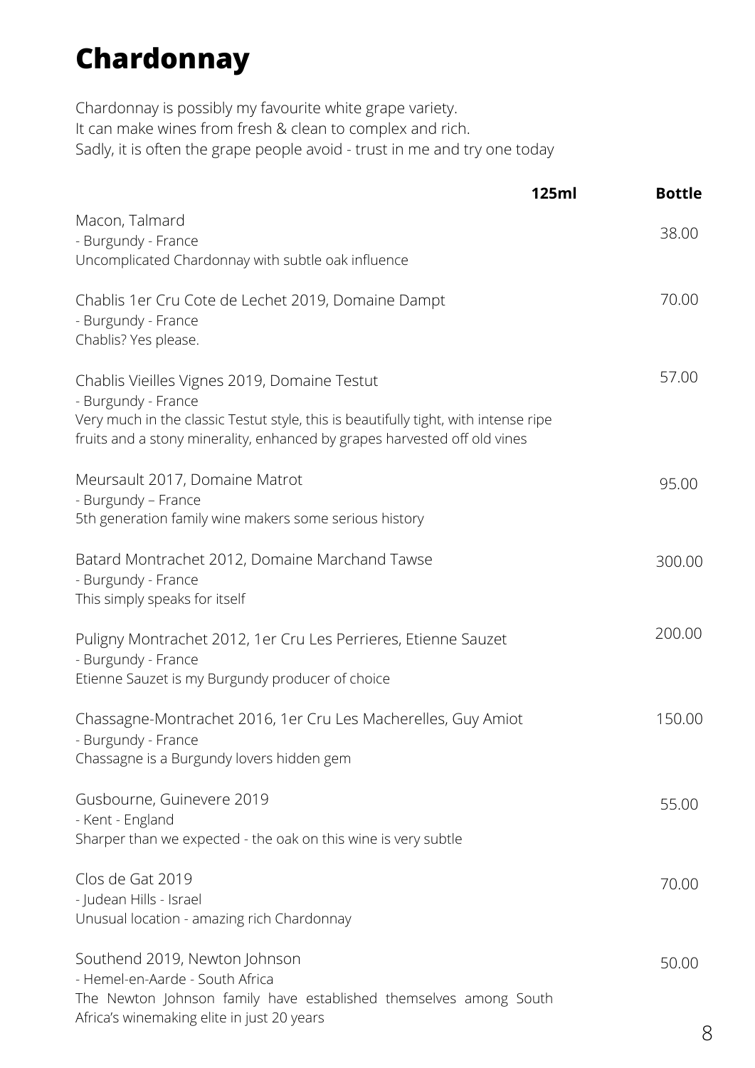# Chardonnay

Chardonnay is possibly my favourite white grape variety.
It can make wines from fresh & clean to complex and rich.
Sadly, it is often the grape people avoid - trust in me and try one today

| | 125ml | Bottle |
|---|---|---|
| Macon, Talmard<br>- Burgundy - France<br>Uncomplicated Chardonnay with subtle oak influence | | 38.00 |
| Chablis 1er Cru Cote de Lechet 2019, Domaine Dampt<br>- Burgundy - France<br>Chablis? Yes please. | | 70.00 |
| Chablis Vieilles Vignes 2019, Domaine Testut<br>- Burgundy - France<br>Very much in the classic Testut style, this is beautifully tight, with intense ripe fruits and a stony minerality, enhanced by grapes harvested off old vines | | 57.00 |
| Meursault 2017, Domaine Matrot<br>- Burgundy – France<br>5th generation family wine makers some serious history | | 95.00 |
| Batard Montrachet 2012, Domaine Marchand Tawse<br>- Burgundy - France<br>This simply speaks for itself | | 300.00 |
| Puligny Montrachet 2012, 1er Cru Les Perrieres, Etienne Sauzet<br>- Burgundy - France<br>Etienne Sauzet is my Burgundy producer of choice | | 200.00 |
| Chassagne-Montrachet 2016, 1er Cru Les Macherelles, Guy Amiot<br>- Burgundy - France<br>Chassagne is a Burgundy lovers hidden gem | | 150.00 |
| Gusbourne, Guinevere 2019<br>- Kent - England<br>Sharper than we expected - the oak on this wine is very subtle | | 55.00 |
| Clos de Gat 2019<br>- Judean Hills - Israel<br>Unusual location - amazing rich Chardonnay | | 70.00 |
| Southend 2019, Newton Johnson<br>- Hemel-en-Aarde - South Africa<br>The Newton Johnson family have established themselves among South Africa's winemaking elite in just 20 years | | 50.00 |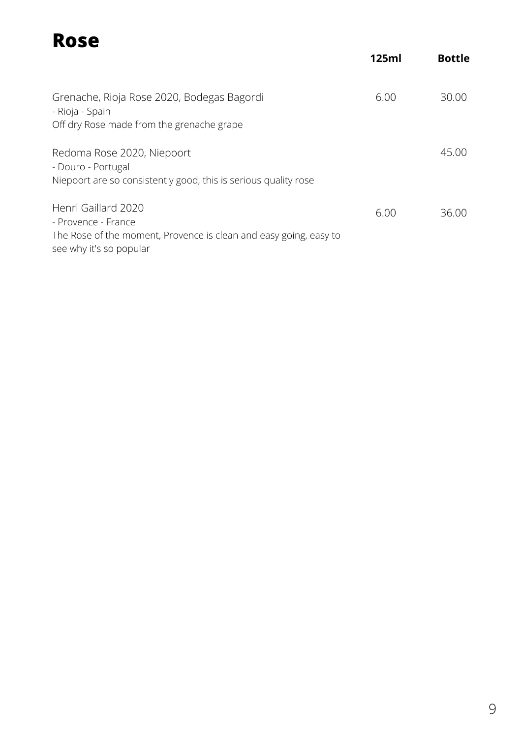# Rose

| | 125ml | Bottle |
|---|---|---|
| Grenache, Rioja Rose 2020, Bodegas Bagordi<br>- Rioja - Spain<br>Off dry Rose made from the grenache grape | 6.00 | 30.00 |
| Redoma Rose 2020, Niepoort<br>- Douro - Portugal<br>Niepoort are so consistently good, this is serious quality rose | | 45.00 |
| Henri Gaillard 2020<br>- Provence - France<br>The Rose of the moment, Provence is clean and easy going, easy to see why it's so popular | 6.00 | 36.00 |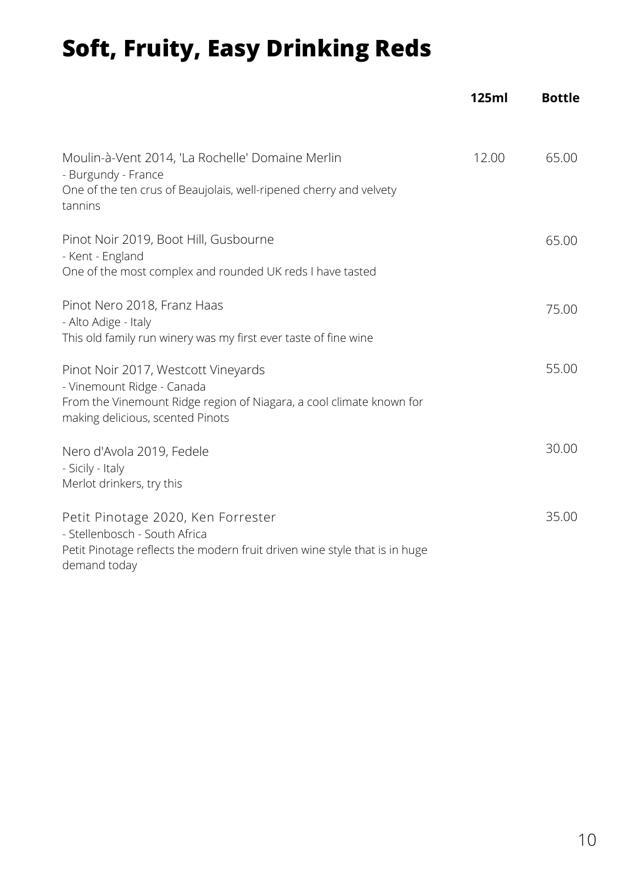# Soft, Fruity, Easy Drinking Reds

| | 125ml | Bottle |
|---|---|---|
| Moulin-à-Vent 2014, 'La Rochelle' Domaine Merlin<br>- Burgundy - France<br>One of the ten crus of Beaujolais, well-ripened cherry and velvety tannins | 12.00 | 65.00 |
| Pinot Noir 2019, Boot Hill, Gusbourne<br>- Kent - England<br>One of the most complex and rounded UK reds I have tasted | | 65.00 |
| Pinot Nero 2018, Franz Haas<br>- Alto Adige - Italy<br>This old family run winery was my first ever taste of fine wine | | 75.00 |
| Pinot Noir 2017, Westcott Vineyards<br>- Vinemount Ridge - Canada<br>From the Vinemount Ridge region of Niagara, a cool climate known for making delicious, scented Pinots | | 55.00 |
| Nero d'Avola 2019, Fedele<br>- Sicily - Italy<br>Merlot drinkers, try this | | 30.00 |
| Petit Pinotage 2020, Ken Forrester<br>- Stellenbosch - South Africa<br>Petit Pinotage reflects the modern fruit driven wine style that is in huge demand today | | 35.00 |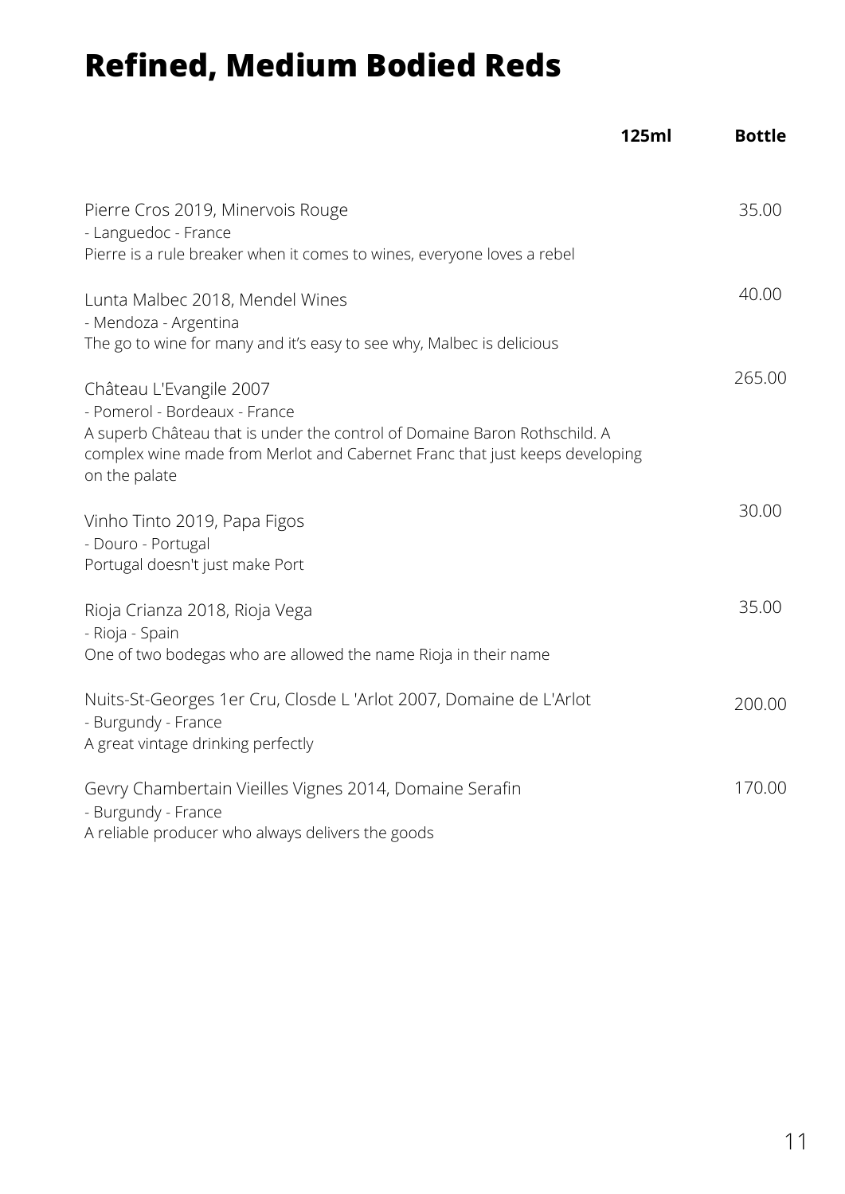# Refined, Medium Bodied Reds

| | 125ml | Bottle |
|---|---|---|
| Pierre Cros 2019, Minervois Rouge<br>- Languedoc - France<br>Pierre is a rule breaker when it comes to wines, everyone loves a rebel | | 35.00 |
| Lunta Malbec 2018, Mendel Wines<br>- Mendoza - Argentina<br>The go to wine for many and it's easy to see why, Malbec is delicious | | 40.00 |
| Château L'Evangile 2007<br>- Pomerol - Bordeaux - France<br>A superb Château that is under the control of Domaine Baron Rothschild. A complex wine made from Merlot and Cabernet Franc that just keeps developing on the palate | | 265.00 |
| Vinho Tinto 2019, Papa Figos<br>- Douro - Portugal<br>Portugal doesn't just make Port | | 30.00 |
| Rioja Crianza 2018, Rioja Vega<br>- Rioja - Spain<br>One of two bodegas who are allowed the name Rioja in their name | | 35.00 |
| Nuits-St-Georges 1er Cru, Closde L 'Arlot 2007, Domaine de L'Arlot<br>- Burgundy - France<br>A great vintage drinking perfectly | | 200.00 |
| Gevry Chambertain Vieilles Vignes 2014, Domaine Serafin<br>- Burgundy - France<br>A reliable producer who always delivers the goods | | 170.00 |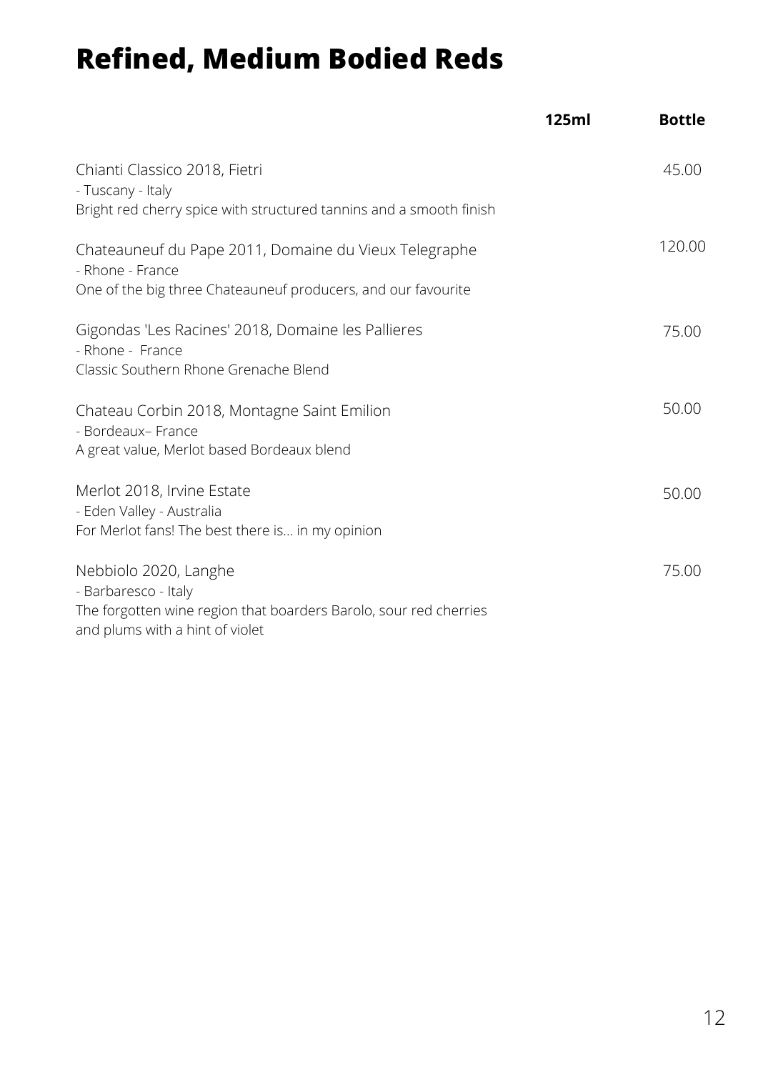# Refined, Medium Bodied Reds

| | 125ml | Bottle |
|---|---|---|
| Chianti Classico 2018, Fietri<br>- Tuscany - Italy<br>Bright red cherry spice with structured tannins and a smooth finish | | 45.00 |
| Chateauneuf du Pape 2011, Domaine du Vieux Telegraphe<br>- Rhone - France<br>One of the big three Chateauneuf producers, and our favourite | | 120.00 |
| Gigondas 'Les Racines' 2018, Domaine les Pallieres<br>- Rhone - France<br>Classic Southern Rhone Grenache Blend | | 75.00 |
| Chateau Corbin 2018, Montagne Saint Emilion<br>- Bordeaux– France<br>A great value, Merlot based Bordeaux blend | | 50.00 |
| Merlot 2018, Irvine Estate<br>- Eden Valley - Australia<br>For Merlot fans! The best there is... in my opinion | | 50.00 |
| Nebbiolo 2020, Langhe<br>- Barbaresco - Italy<br>The forgotten wine region that boarders Barolo, sour red cherries and plums with a hint of violet | | 75.00 |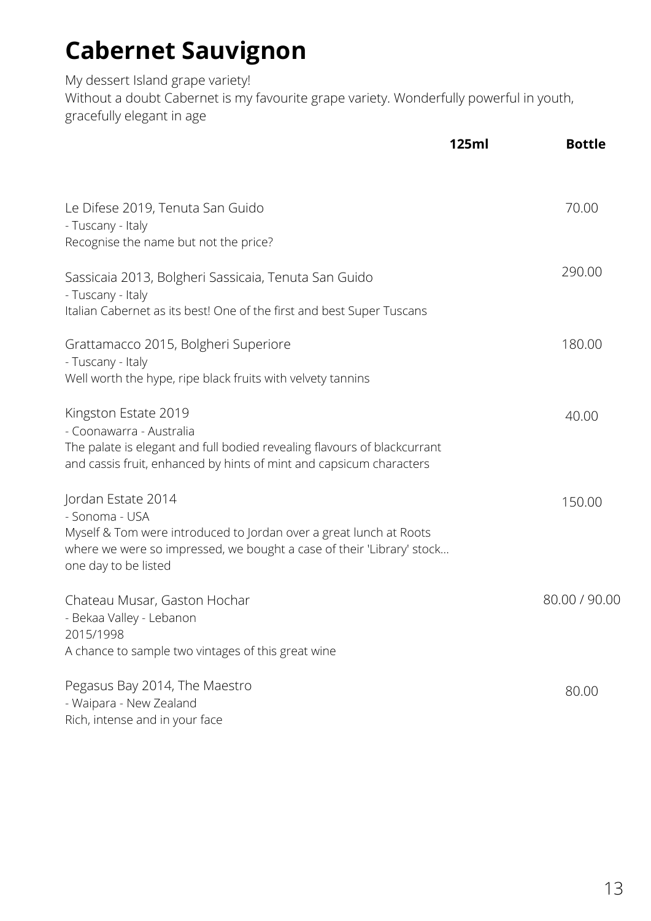# Cabernet Sauvignon

My dessert Island grape variety!
Without a doubt Cabernet is my favourite grape variety. Wonderfully powerful in youth, gracefully elegant in age

| | 125ml | Bottle |
|---|---|---|
| Le Difese 2019, Tenuta San Guido<br>- Tuscany - Italy<br>Recognise the name but not the price? | | 70.00 |
| Sassicaia 2013, Bolgheri Sassicaia, Tenuta San Guido<br>- Tuscany - Italy<br>Italian Cabernet as its best! One of the first and best Super Tuscans | | 290.00 |
| Grattamacco 2015, Bolgheri Superiore<br>- Tuscany - Italy<br>Well worth the hype, ripe black fruits with velvety tannins | | 180.00 |
| Kingston Estate 2019<br>- Coonawarra - Australia<br>The palate is elegant and full bodied revealing flavours of blackcurrant and cassis fruit, enhanced by hints of mint and capsicum characters | | 40.00 |
| Jordan Estate 2014<br>- Sonoma - USA<br>Myself & Tom were introduced to Jordan over a great lunch at Roots where we were so impressed, we bought a case of their 'Library' stock... one day to be listed | | 150.00 |
| Chateau Musar, Gaston Hochar<br>- Bekaa Valley - Lebanon<br>2015/1998<br>A chance to sample two vintages of this great wine | | 80.00 / 90.00 |
| Pegasus Bay 2014, The Maestro<br>- Waipara - New Zealand<br>Rich, intense and in your face | | 80.00 |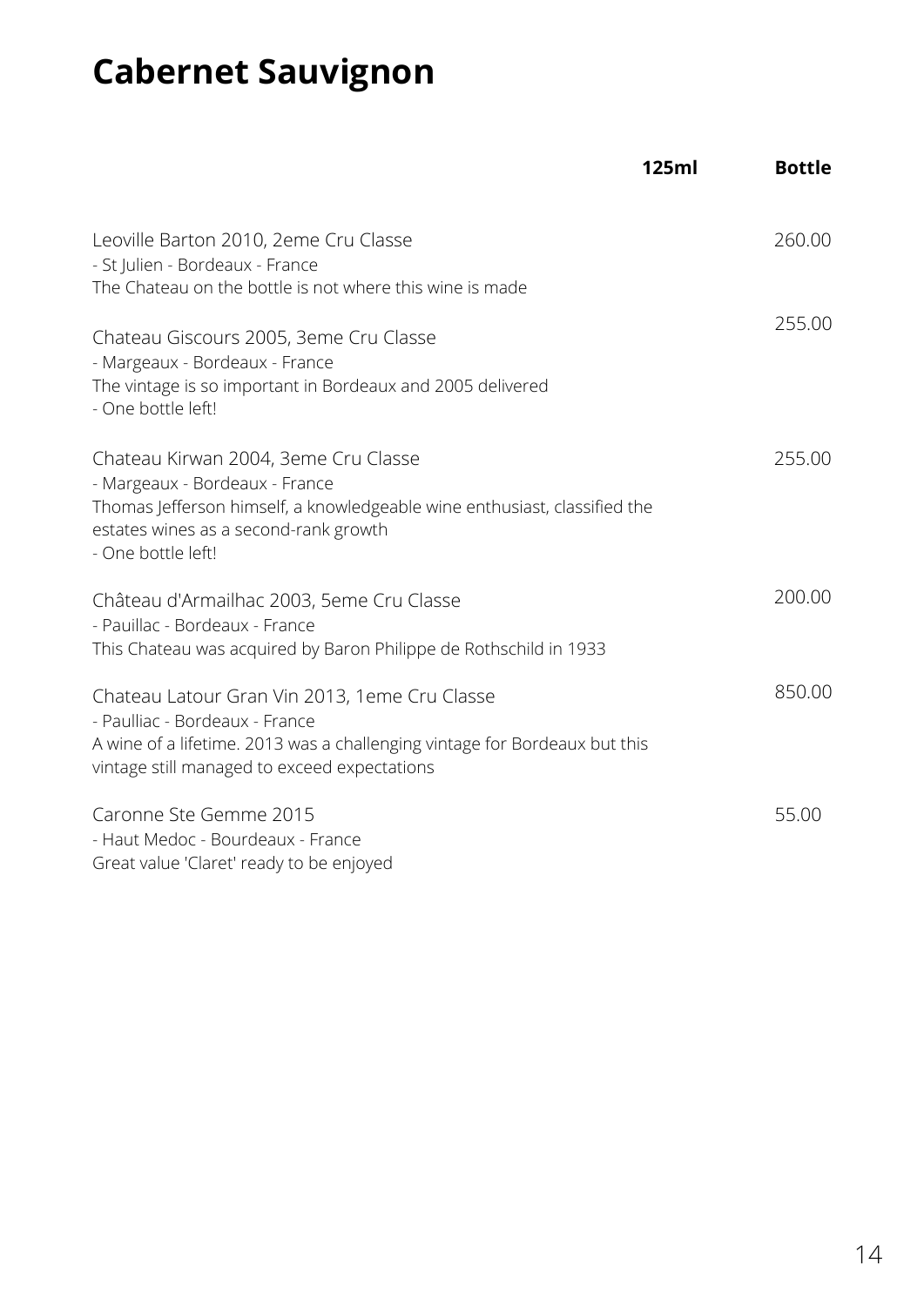# Cabernet Sauvignon

| | 125ml | Bottle |
|---|---|---|
| Leoville Barton 2010, 2eme Cru Classe<br>- St Julien - Bordeaux - France<br>The Chateau on the bottle is not where this wine is made | | 260.00 |
| Chateau Giscours 2005, 3eme Cru Classe<br>- Margeaux - Bordeaux - France<br>The vintage is so important in Bordeaux and 2005 delivered<br>- One bottle left! | | 255.00 |
| Chateau Kirwan 2004, 3eme Cru Classe<br>- Margeaux - Bordeaux - France<br>Thomas Jefferson himself, a knowledgeable wine enthusiast, classified the estates wines as a second-rank growth<br>- One bottle left! | | 255.00 |
| Château d'Armailhac 2003, 5eme Cru Classe<br>- Pauillac - Bordeaux - France<br>This Chateau was acquired by Baron Philippe de Rothschild in 1933 | | 200.00 |
| Chateau Latour Gran Vin 2013, 1eme Cru Classe<br>- Paulliac - Bordeaux - France<br>A wine of a lifetime. 2013 was a challenging vintage for Bordeaux but this vintage still managed to exceed expectations | | 850.00 |
| Caronne Ste Gemme 2015<br>- Haut Medoc - Bourdeaux - France<br>Great value 'Claret' ready to be enjoyed | | 55.00 |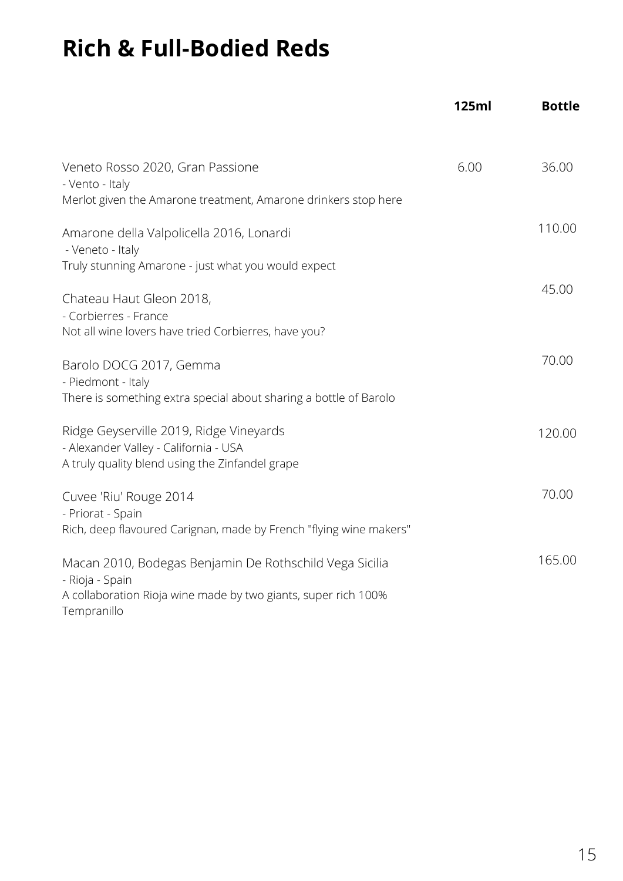# Rich & Full-Bodied Reds

| | 125ml | Bottle |
|---|---|---|
| Veneto Rosso 2020, Gran Passione<br>- Vento - Italy<br>Merlot given the Amarone treatment, Amarone drinkers stop here | 6.00 | 36.00 |
| Amarone della Valpolicella 2016, Lonardi<br>- Veneto - Italy<br>Truly stunning Amarone - just what you would expect | | 110.00 |
| Chateau Haut Gleon 2018,<br>- Corbierres - France<br>Not all wine lovers have tried Corbierres, have you? | | 45.00 |
| Barolo DOCG 2017, Gemma<br>- Piedmont - Italy<br>There is something extra special about sharing a bottle of Barolo | | 70.00 |
| Ridge Geyserville 2019, Ridge Vineyards<br>- Alexander Valley - California - USA<br>A truly quality blend using the Zinfandel grape | | 120.00 |
| Cuvee 'Riu' Rouge 2014<br>- Priorat - Spain<br>Rich, deep flavoured Carignan, made by French "flying wine makers" | | 70.00 |
| Macan 2010, Bodegas Benjamin De Rothschild Vega Sicilia<br>- Rioja - Spain<br>A collaboration Rioja wine made by two giants, super rich 100% Tempranillo | | 165.00 |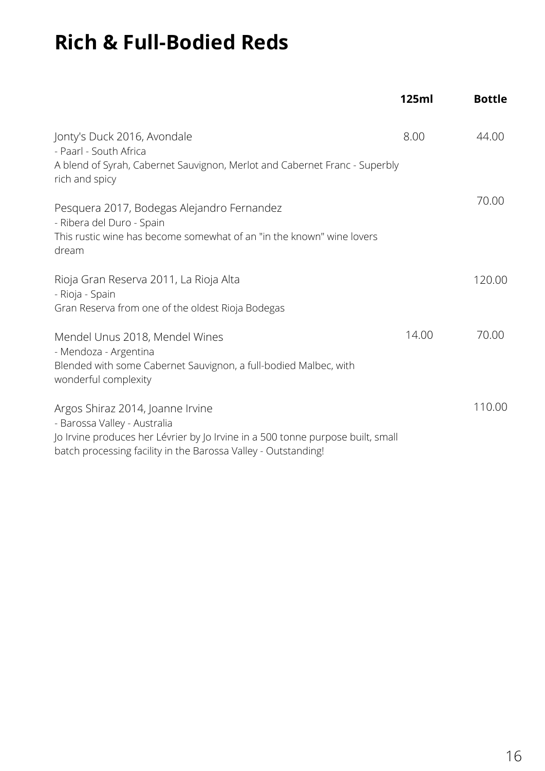# Rich & Full-Bodied Reds

| | 125ml | Bottle |
|---|---|---|
| Jonty's Duck 2016, Avondale<br>- Paarl - South Africa<br>A blend of Syrah, Cabernet Sauvignon, Merlot and Cabernet Franc - Superbly rich and spicy | 8.00 | 44.00 |
| Pesquera 2017, Bodegas Alejandro Fernandez<br>- Ribera del Duro - Spain<br>This rustic wine has become somewhat of an "in the known" wine lovers dream | | 70.00 |
| Rioja Gran Reserva 2011, La Rioja Alta<br>- Rioja - Spain<br>Gran Reserva from one of the oldest Rioja Bodegas | | 120.00 |
| Mendel Unus 2018, Mendel Wines<br>- Mendoza - Argentina<br>Blended with some Cabernet Sauvignon, a full-bodied Malbec, with wonderful complexity | 14.00 | 70.00 |
| Argos Shiraz 2014, Joanne Irvine<br>- Barossa Valley - Australia<br>Jo Irvine produces her Lévrier by Jo Irvine in a 500 tonne purpose built, small batch processing facility in the Barossa Valley - Outstanding! | | 110.00 |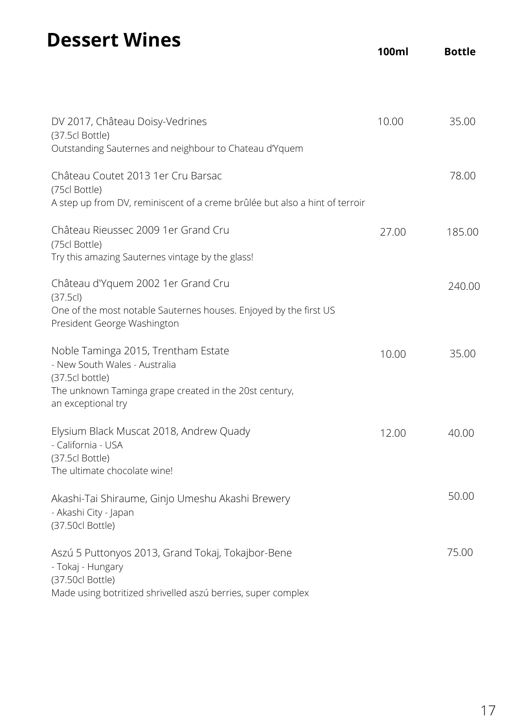# Dessert Wines

| | 100ml | Bottle |
|---|---|---|
| DV 2017, Château Doisy-Vedrines<br>(37.5cl Bottle)<br>Outstanding Sauternes and neighbour to Chateau d'Yquem | 10.00 | 35.00 |
| Château Coutet 2013 1er Cru Barsac<br>(75cl Bottle)<br>A step up from DV, reminiscent of a creme brûlée but also a hint of terroir | | 78.00 |
| Château Rieussec 2009 1er Grand Cru<br>(75cl Bottle)<br>Try this amazing Sauternes vintage by the glass! | 27.00 | 185.00 |
| Château d'Yquem 2002 1er Grand Cru<br>(37.5cl)<br>One of the most notable Sauternes houses. Enjoyed by the first US President George Washington | | 240.00 |
| Noble Taminga 2015, Trentham Estate<br>- New South Wales - Australia<br>(37.5cl bottle)<br>The unknown Taminga grape created in the 20st century, an exceptional try | 10.00 | 35.00 |
| Elysium Black Muscat 2018, Andrew Quady<br>- California - USA<br>(37.5cl Bottle)<br>The ultimate chocolate wine! | 12.00 | 40.00 |
| Akashi-Tai Shiraume, Ginjo Umeshu Akashi Brewery<br>- Akashi City - Japan<br>(37.50cl Bottle) | | 50.00 |
| Aszú 5 Puttonyos 2013, Grand Tokaj, Tokajbor-Bene<br>- Tokaj - Hungary<br>(37.50cl Bottle)<br>Made using botritized shrivelled aszú berries, super complex | | 75.00 |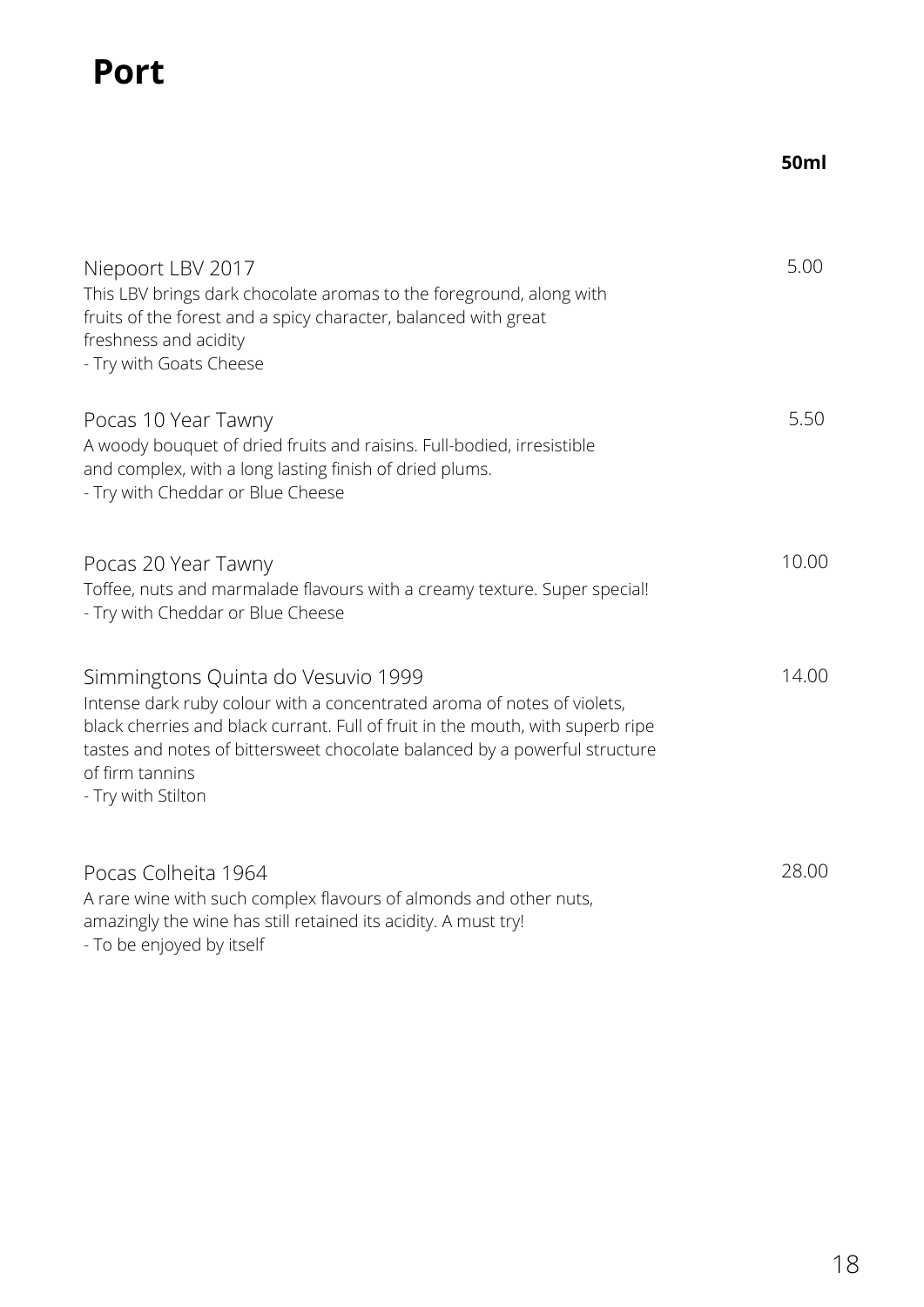# Port

| | 50ml |
|---|---|
| Niepoort LBV 2017<br>This LBV brings dark chocolate aromas to the foreground, along with fruits of the forest and a spicy character, balanced with great freshness and acidity<br>- Try with Goats Cheese | 5.00 |
| Pocas 10 Year Tawny<br>A woody bouquet of dried fruits and raisins. Full-bodied, irresistible and complex, with a long lasting finish of dried plums.<br>- Try with Cheddar or Blue Cheese | 5.50 |
| Pocas 20 Year Tawny<br>Toffee, nuts and marmalade flavours with a creamy texture. Super special!<br>- Try with Cheddar or Blue Cheese | 10.00 |
| Simmingtons Quinta do Vesuvio 1999<br>Intense dark ruby colour with a concentrated aroma of notes of violets, black cherries and black currant. Full of fruit in the mouth, with superb ripe tastes and notes of bittersweet chocolate balanced by a powerful structure of firm tannins<br>- Try with Stilton | 14.00 |
| Pocas Colheita 1964<br>A rare wine with such complex flavours of almonds and other nuts, amazingly the wine has still retained its acidity. A must try!<br>- To be enjoyed by itself | 28.00 |